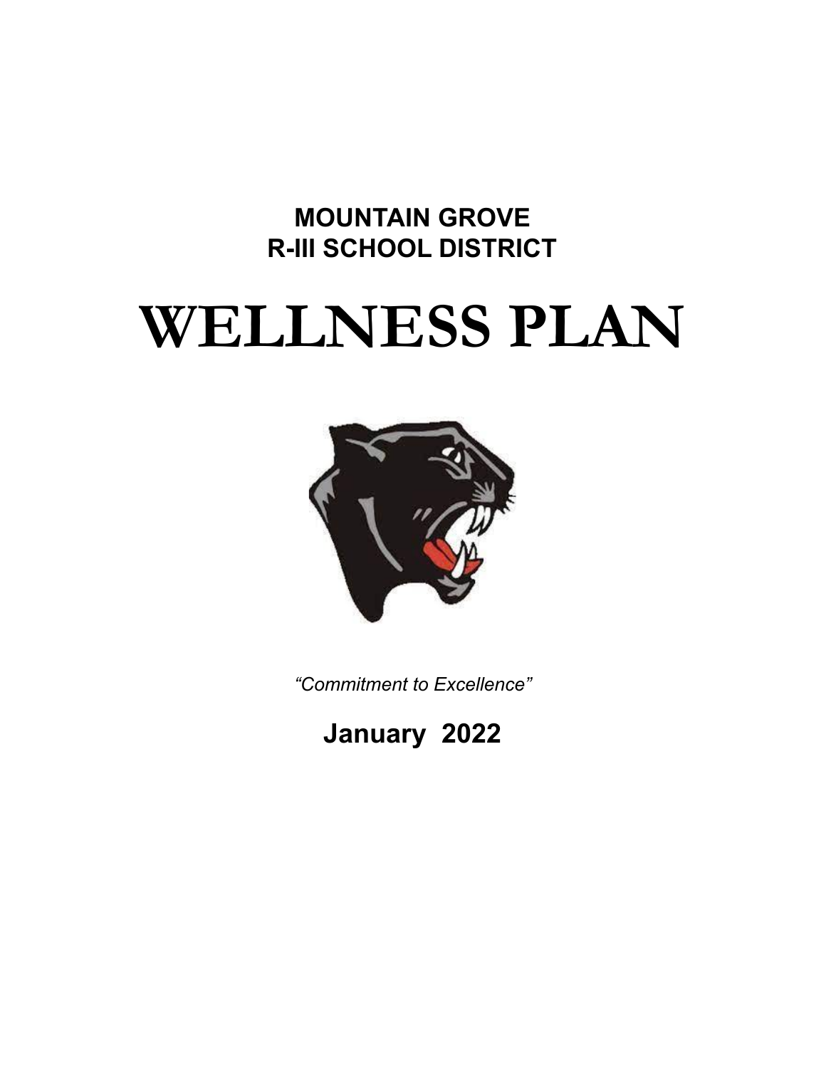**MOUNTAIN GROVE**
**R-III SCHOOL DISTRICT**

# WELLNESS PLAN

*"Commitment to Excellence"*

**January 2022**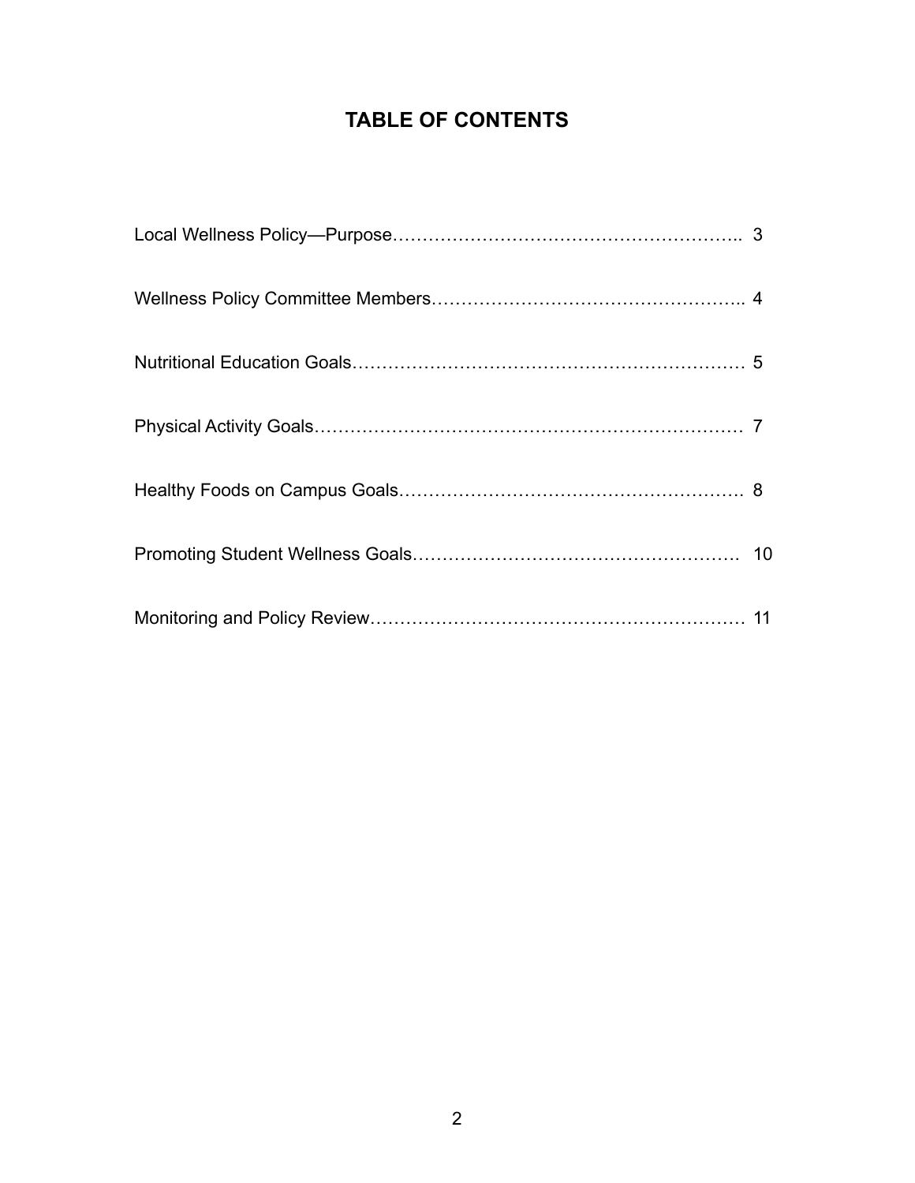# TABLE OF CONTENTS

Local Wellness Policy—Purpose………………………………………………….. 3

Wellness Policy Committee Members………………………………………….. 4

Nutritional Education Goals………………………………………………………… 5

Physical Activity Goals……………………………………………………………… 7

Healthy Foods on Campus Goals…………………………………………………. 8

Promoting Student Wellness Goals……………………………………………… 10

Monitoring and Policy Review…………………………………………………… 11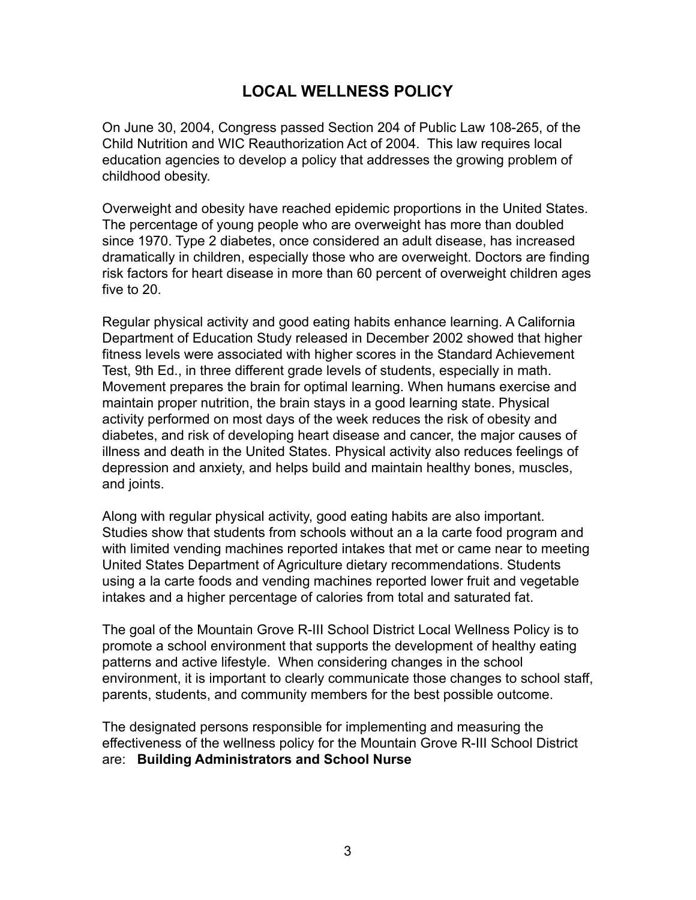# LOCAL WELLNESS POLICY

On June 30, 2004, Congress passed Section 204 of Public Law 108-265, of the Child Nutrition and WIC Reauthorization Act of 2004. This law requires local education agencies to develop a policy that addresses the growing problem of childhood obesity.

Overweight and obesity have reached epidemic proportions in the United States. The percentage of young people who are overweight has more than doubled since 1970. Type 2 diabetes, once considered an adult disease, has increased dramatically in children, especially those who are overweight. Doctors are finding risk factors for heart disease in more than 60 percent of overweight children ages five to 20.

Regular physical activity and good eating habits enhance learning. A California Department of Education Study released in December 2002 showed that higher fitness levels were associated with higher scores in the Standard Achievement Test, 9th Ed., in three different grade levels of students, especially in math. Movement prepares the brain for optimal learning. When humans exercise and maintain proper nutrition, the brain stays in a good learning state. Physical activity performed on most days of the week reduces the risk of obesity and diabetes, and risk of developing heart disease and cancer, the major causes of illness and death in the United States. Physical activity also reduces feelings of depression and anxiety, and helps build and maintain healthy bones, muscles, and joints.

Along with regular physical activity, good eating habits are also important. Studies show that students from schools without an a la carte food program and with limited vending machines reported intakes that met or came near to meeting United States Department of Agriculture dietary recommendations. Students using a la carte foods and vending machines reported lower fruit and vegetable intakes and a higher percentage of calories from total and saturated fat.

The goal of the Mountain Grove R-III School District Local Wellness Policy is to promote a school environment that supports the development of healthy eating patterns and active lifestyle. When considering changes in the school environment, it is important to clearly communicate those changes to school staff, parents, students, and community members for the best possible outcome.

The designated persons responsible for implementing and measuring the effectiveness of the wellness policy for the Mountain Grove R-III School District are: **Building Administrators and School Nurse**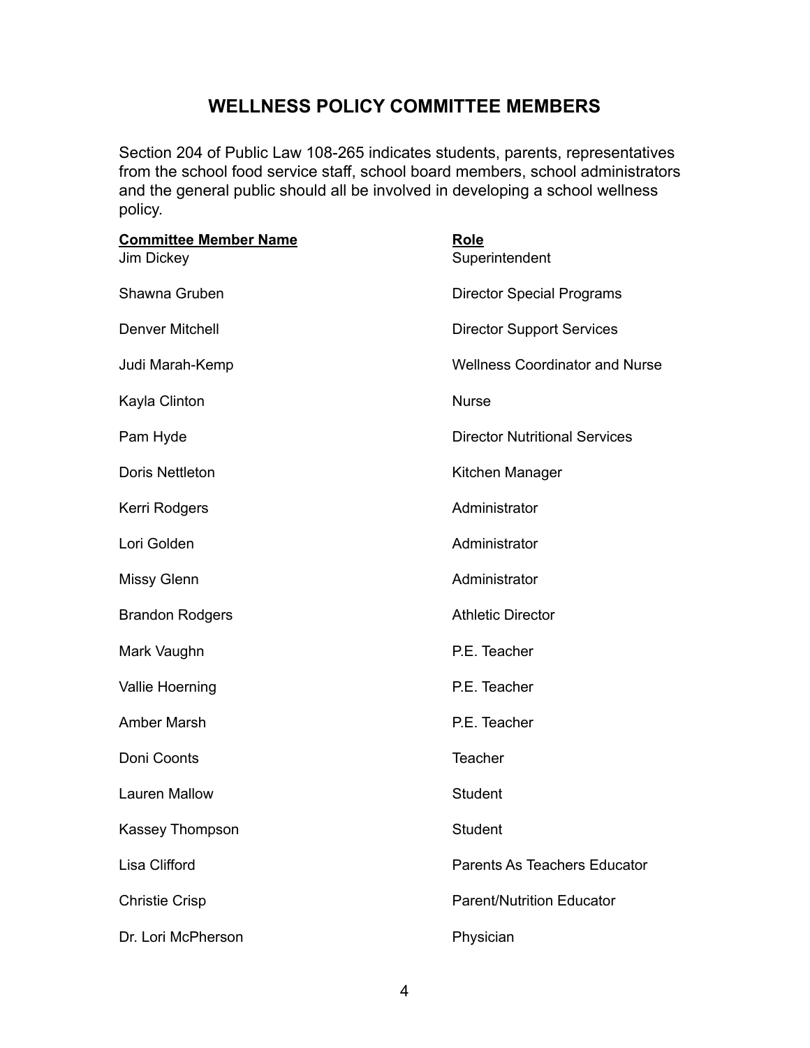## WELLNESS POLICY COMMITTEE MEMBERS

Section 204 of Public Law 108-265 indicates students, parents, representatives from the school food service staff, school board members, school administrators and the general public should all be involved in developing a school wellness policy.

| Committee Member Name | Role |
|---|---|
| Jim Dickey | Superintendent |
| Shawna Gruben | Director Special Programs |
| Denver Mitchell | Director Support Services |
| Judi Marah-Kemp | Wellness Coordinator and Nurse |
| Kayla Clinton | Nurse |
| Pam Hyde | Director Nutritional Services |
| Doris Nettleton | Kitchen Manager |
| Kerri Rodgers | Administrator |
| Lori Golden | Administrator |
| Missy Glenn | Administrator |
| Brandon Rodgers | Athletic Director |
| Mark Vaughn | P.E. Teacher |
| Vallie Hoerning | P.E. Teacher |
| Amber Marsh | P.E. Teacher |
| Doni Coonts | Teacher |
| Lauren Mallow | Student |
| Kassey Thompson | Student |
| Lisa Clifford | Parents As Teachers Educator |
| Christie Crisp | Parent/Nutrition Educator |
| Dr. Lori McPherson | Physician |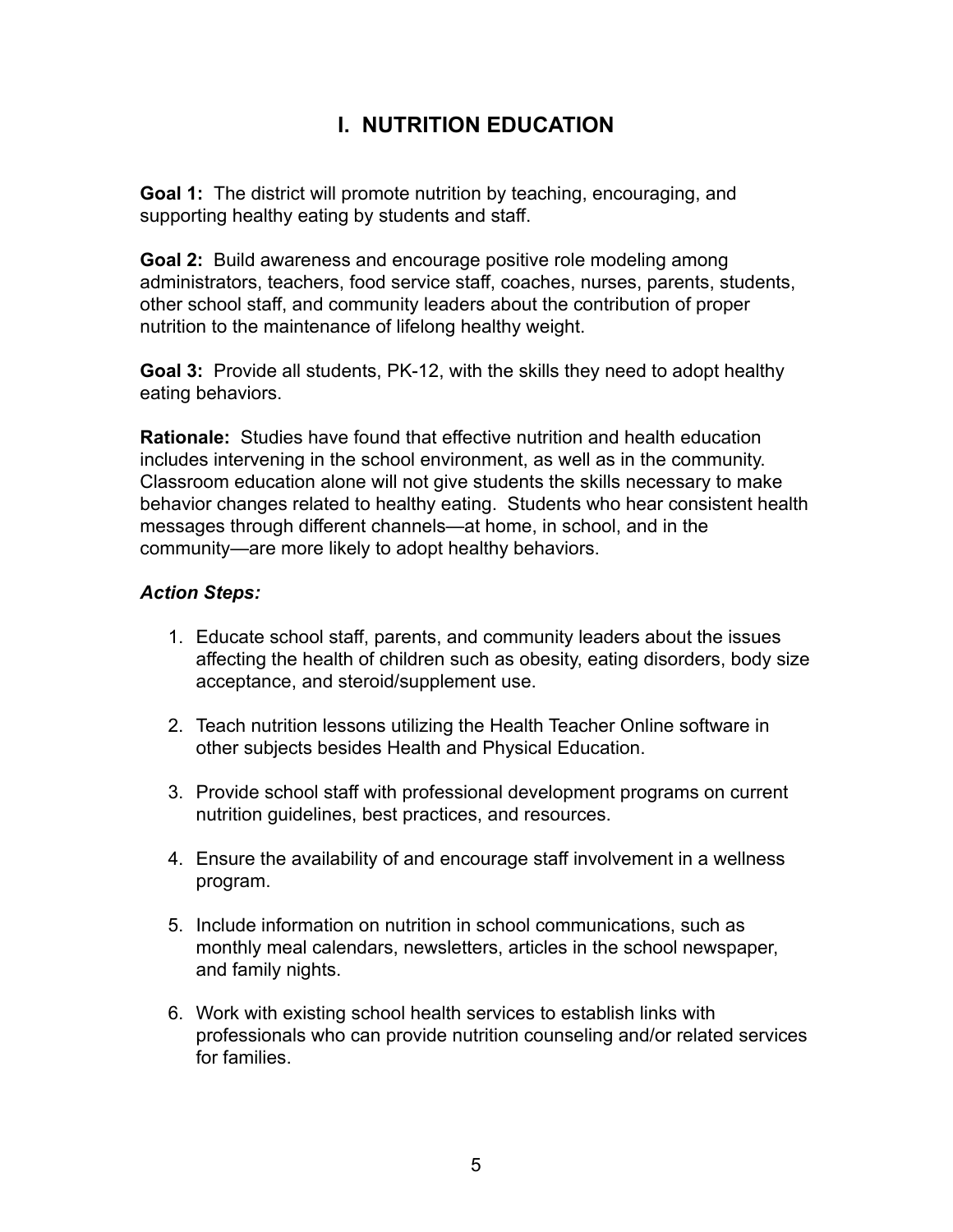# I. NUTRITION EDUCATION

**Goal 1:** The district will promote nutrition by teaching, encouraging, and supporting healthy eating by students and staff.

**Goal 2:** Build awareness and encourage positive role modeling among administrators, teachers, food service staff, coaches, nurses, parents, students, other school staff, and community leaders about the contribution of proper nutrition to the maintenance of lifelong healthy weight.

**Goal 3:** Provide all students, PK-12, with the skills they need to adopt healthy eating behaviors.

**Rationale:** Studies have found that effective nutrition and health education includes intervening in the school environment, as well as in the community. Classroom education alone will not give students the skills necessary to make behavior changes related to healthy eating. Students who hear consistent health messages through different channels—at home, in school, and in the community—are more likely to adopt healthy behaviors.

***Action Steps:***

1. Educate school staff, parents, and community leaders about the issues affecting the health of children such as obesity, eating disorders, body size acceptance, and steroid/supplement use.

2. Teach nutrition lessons utilizing the Health Teacher Online software in other subjects besides Health and Physical Education.

3. Provide school staff with professional development programs on current nutrition guidelines, best practices, and resources.

4. Ensure the availability of and encourage staff involvement in a wellness program.

5. Include information on nutrition in school communications, such as monthly meal calendars, newsletters, articles in the school newspaper, and family nights.

6. Work with existing school health services to establish links with professionals who can provide nutrition counseling and/or related services for families.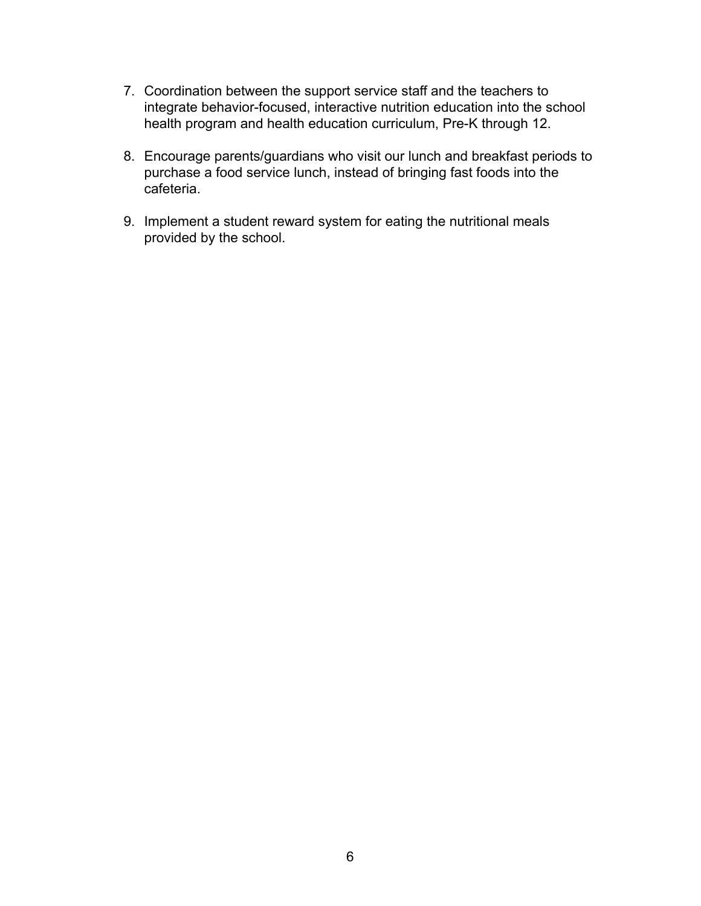7. Coordination between the support service staff and the teachers to integrate behavior-focused, interactive nutrition education into the school health program and health education curriculum, Pre-K through 12.

8. Encourage parents/guardians who visit our lunch and breakfast periods to purchase a food service lunch, instead of bringing fast foods into the cafeteria.

9. Implement a student reward system for eating the nutritional meals provided by the school.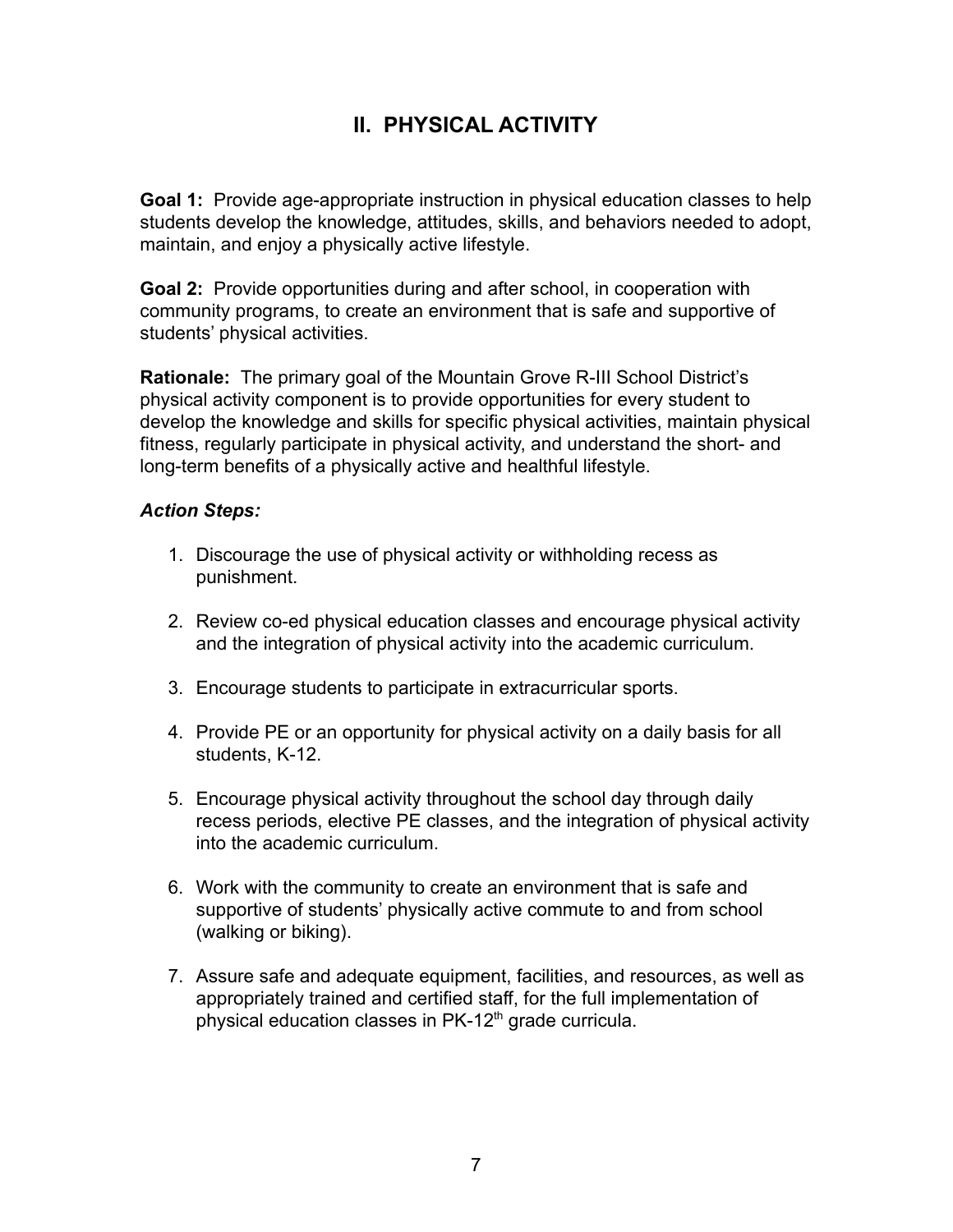## II. PHYSICAL ACTIVITY

**Goal 1:** Provide age-appropriate instruction in physical education classes to help students develop the knowledge, attitudes, skills, and behaviors needed to adopt, maintain, and enjoy a physically active lifestyle.

**Goal 2:** Provide opportunities during and after school, in cooperation with community programs, to create an environment that is safe and supportive of students' physical activities.

**Rationale:** The primary goal of the Mountain Grove R-III School District's physical activity component is to provide opportunities for every student to develop the knowledge and skills for specific physical activities, maintain physical fitness, regularly participate in physical activity, and understand the short- and long-term benefits of a physically active and healthful lifestyle.

***Action Steps:***

1. Discourage the use of physical activity or withholding recess as punishment.
2. Review co-ed physical education classes and encourage physical activity and the integration of physical activity into the academic curriculum.
3. Encourage students to participate in extracurricular sports.
4. Provide PE or an opportunity for physical activity on a daily basis for all students, K-12.
5. Encourage physical activity throughout the school day through daily recess periods, elective PE classes, and the integration of physical activity into the academic curriculum.
6. Work with the community to create an environment that is safe and supportive of students' physically active commute to and from school (walking or biking).
7. Assure safe and adequate equipment, facilities, and resources, as well as appropriately trained and certified staff, for the full implementation of physical education classes in PK-12th grade curricula.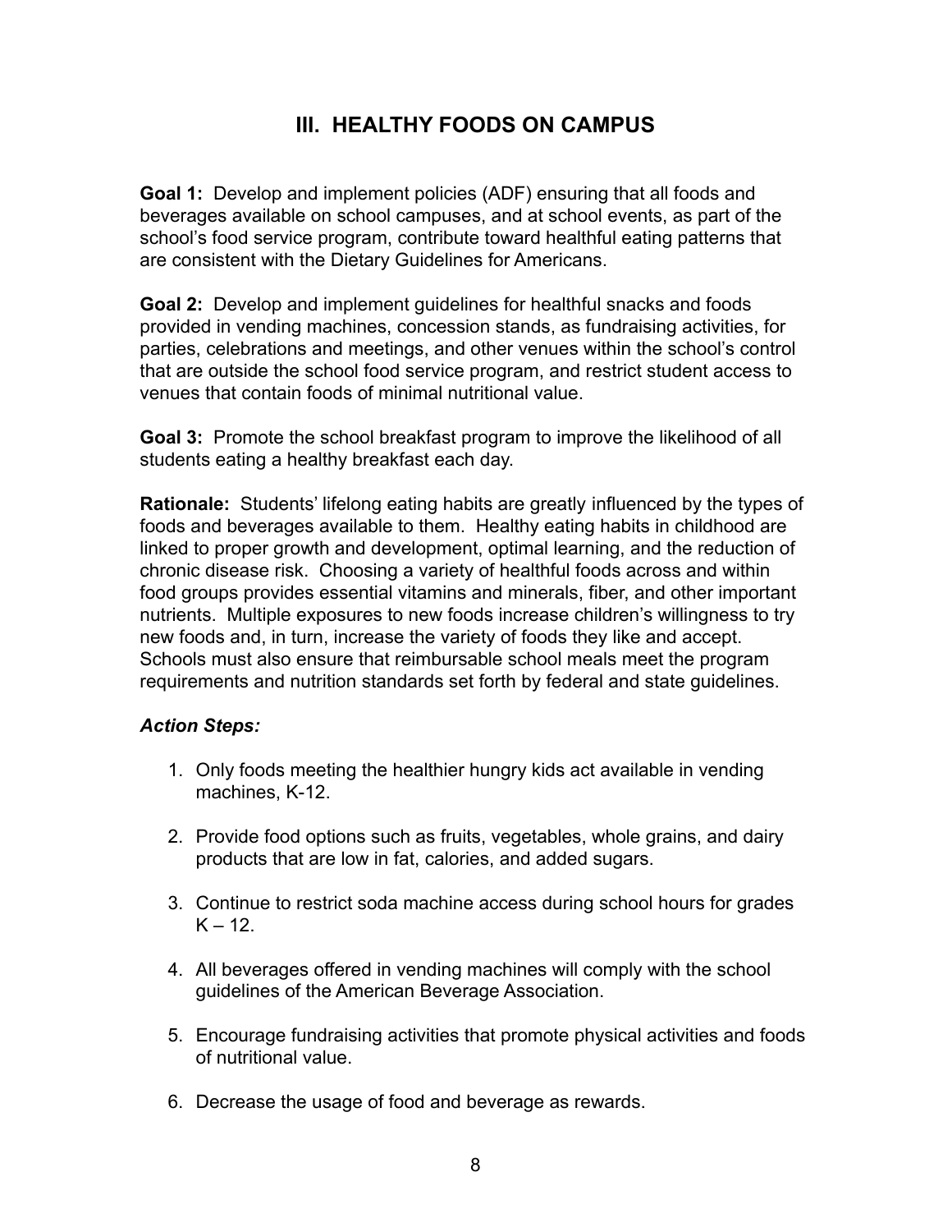## III. HEALTHY FOODS ON CAMPUS

**Goal 1:** Develop and implement policies (ADF) ensuring that all foods and beverages available on school campuses, and at school events, as part of the school's food service program, contribute toward healthful eating patterns that are consistent with the Dietary Guidelines for Americans.

**Goal 2:** Develop and implement guidelines for healthful snacks and foods provided in vending machines, concession stands, as fundraising activities, for parties, celebrations and meetings, and other venues within the school's control that are outside the school food service program, and restrict student access to venues that contain foods of minimal nutritional value.

**Goal 3:** Promote the school breakfast program to improve the likelihood of all students eating a healthy breakfast each day.

**Rationale:** Students' lifelong eating habits are greatly influenced by the types of foods and beverages available to them. Healthy eating habits in childhood are linked to proper growth and development, optimal learning, and the reduction of chronic disease risk. Choosing a variety of healthful foods across and within food groups provides essential vitamins and minerals, fiber, and other important nutrients. Multiple exposures to new foods increase children's willingness to try new foods and, in turn, increase the variety of foods they like and accept. Schools must also ensure that reimbursable school meals meet the program requirements and nutrition standards set forth by federal and state guidelines.

***Action Steps:***

1. Only foods meeting the healthier hungry kids act available in vending machines, K-12.
2. Provide food options such as fruits, vegetables, whole grains, and dairy products that are low in fat, calories, and added sugars.
3. Continue to restrict soda machine access during school hours for grades K – 12.
4. All beverages offered in vending machines will comply with the school guidelines of the American Beverage Association.
5. Encourage fundraising activities that promote physical activities and foods of nutritional value.
6. Decrease the usage of food and beverage as rewards.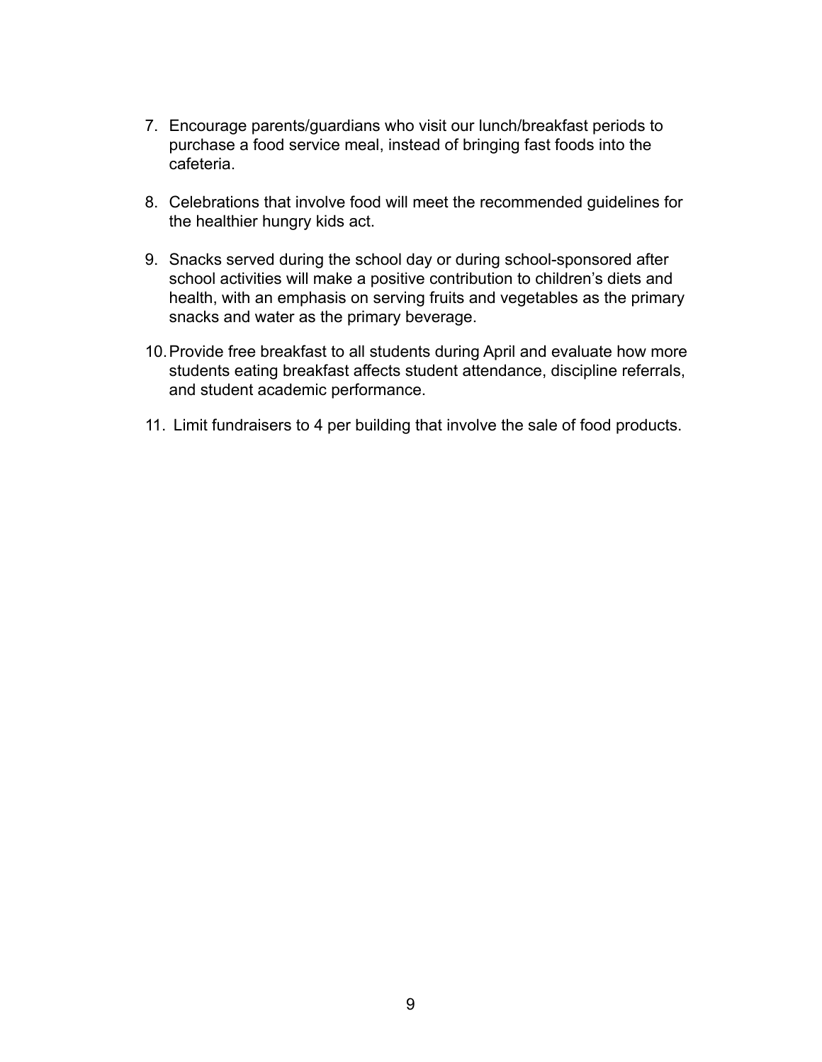7. Encourage parents/guardians who visit our lunch/breakfast periods to purchase a food service meal, instead of bringing fast foods into the cafeteria.

8. Celebrations that involve food will meet the recommended guidelines for the healthier hungry kids act.

9. Snacks served during the school day or during school-sponsored after school activities will make a positive contribution to children's diets and health, with an emphasis on serving fruits and vegetables as the primary snacks and water as the primary beverage.

10. Provide free breakfast to all students during April and evaluate how more students eating breakfast affects student attendance, discipline referrals, and student academic performance.

11. Limit fundraisers to 4 per building that involve the sale of food products.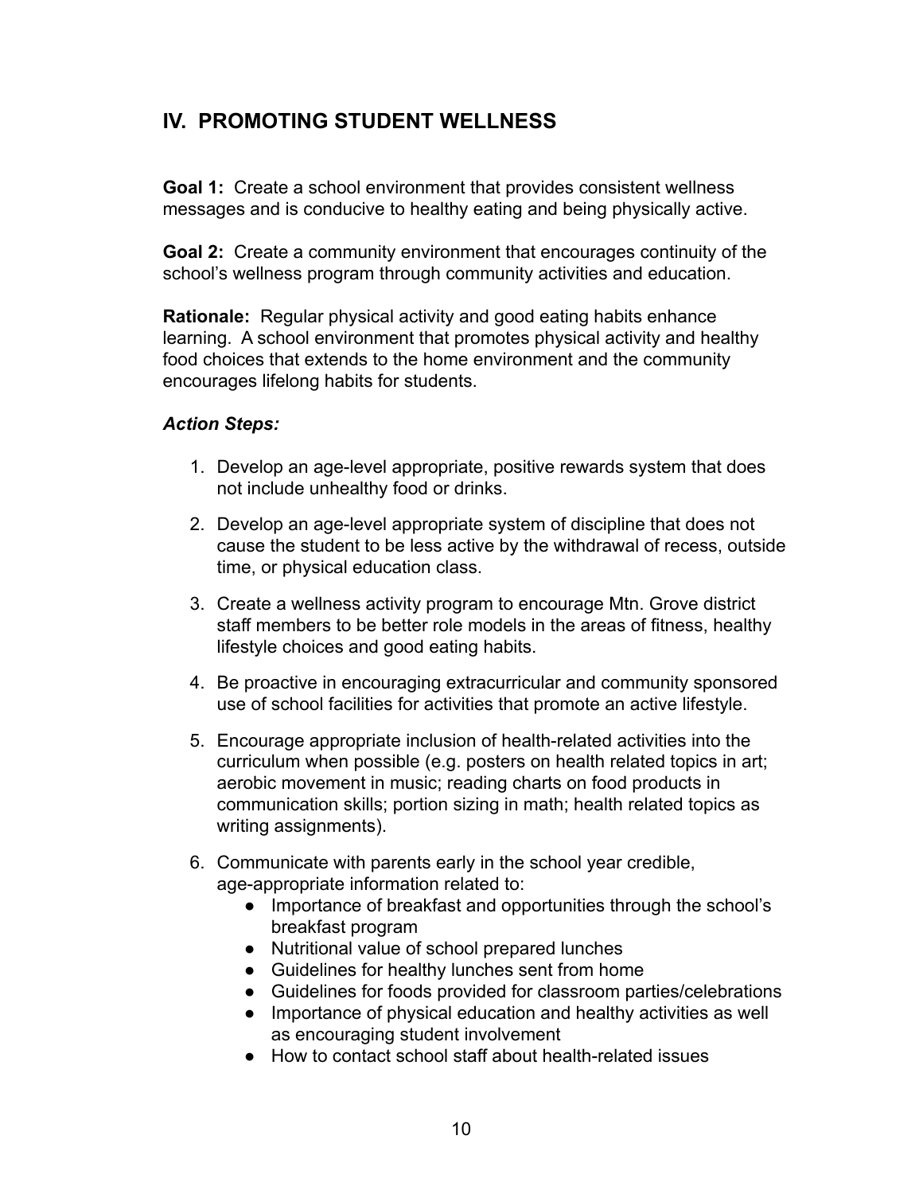## IV. PROMOTING STUDENT WELLNESS

**Goal 1:** Create a school environment that provides consistent wellness messages and is conducive to healthy eating and being physically active.

**Goal 2:** Create a community environment that encourages continuity of the school's wellness program through community activities and education.

**Rationale:** Regular physical activity and good eating habits enhance learning. A school environment that promotes physical activity and healthy food choices that extends to the home environment and the community encourages lifelong habits for students.

***Action Steps:***

1. Develop an age-level appropriate, positive rewards system that does not include unhealthy food or drinks.
2. Develop an age-level appropriate system of discipline that does not cause the student to be less active by the withdrawal of recess, outside time, or physical education class.
3. Create a wellness activity program to encourage Mtn. Grove district staff members to be better role models in the areas of fitness, healthy lifestyle choices and good eating habits.
4. Be proactive in encouraging extracurricular and community sponsored use of school facilities for activities that promote an active lifestyle.
5. Encourage appropriate inclusion of health-related activities into the curriculum when possible (e.g. posters on health related topics in art; aerobic movement in music; reading charts on food products in communication skills; portion sizing in math; health related topics as writing assignments).
6. Communicate with parents early in the school year credible, age-appropriate information related to:
    - Importance of breakfast and opportunities through the school's breakfast program
    - Nutritional value of school prepared lunches
    - Guidelines for healthy lunches sent from home
    - Guidelines for foods provided for classroom parties/celebrations
    - Importance of physical education and healthy activities as well as encouraging student involvement
    - How to contact school staff about health-related issues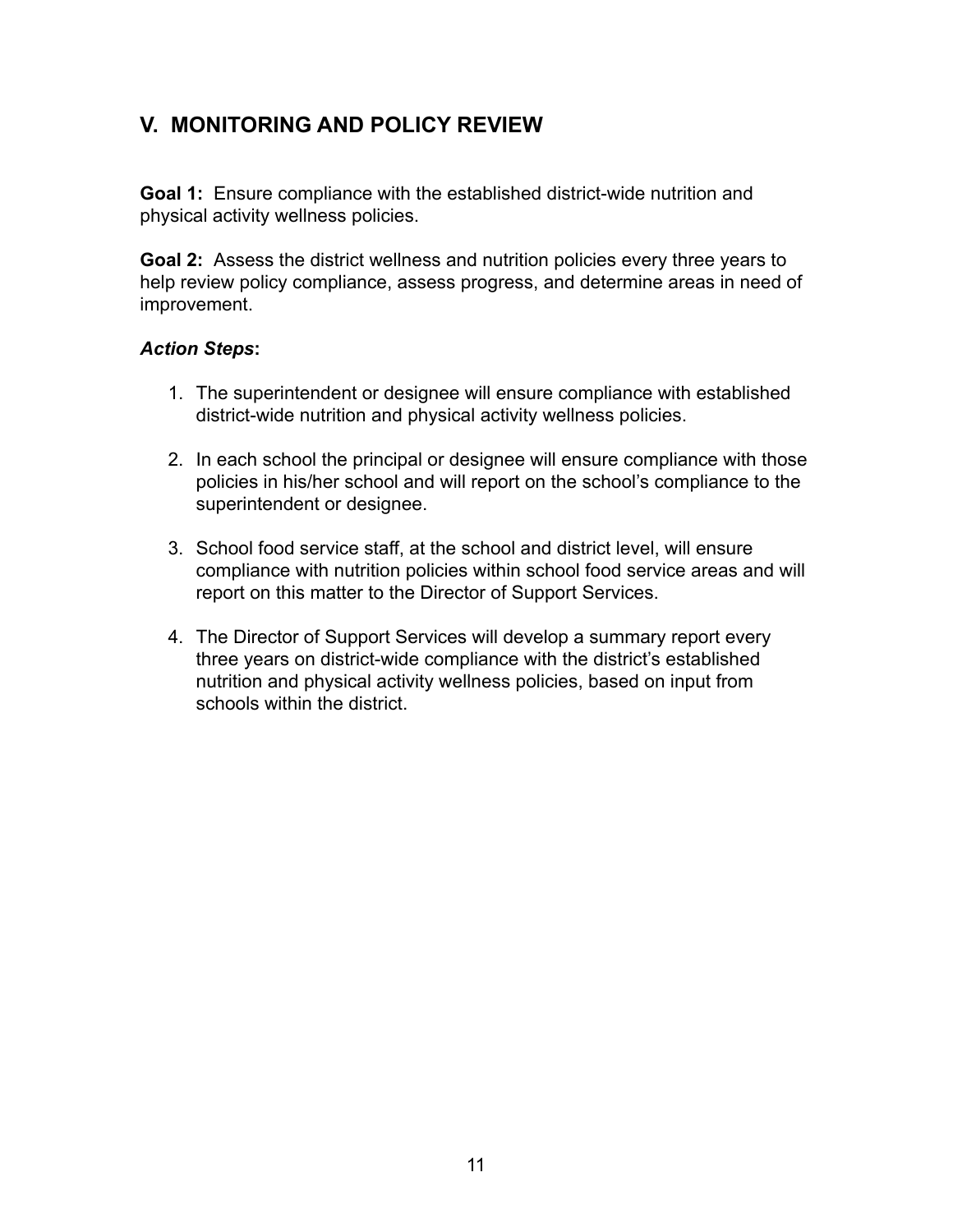## V. MONITORING AND POLICY REVIEW

**Goal 1:** Ensure compliance with the established district-wide nutrition and physical activity wellness policies.

**Goal 2:** Assess the district wellness and nutrition policies every three years to help review policy compliance, assess progress, and determine areas in need of improvement.

***Action Steps*:**

1. The superintendent or designee will ensure compliance with established district-wide nutrition and physical activity wellness policies.

2. In each school the principal or designee will ensure compliance with those policies in his/her school and will report on the school's compliance to the superintendent or designee.

3. School food service staff, at the school and district level, will ensure compliance with nutrition policies within school food service areas and will report on this matter to the Director of Support Services.

4. The Director of Support Services will develop a summary report every three years on district-wide compliance with the district's established nutrition and physical activity wellness policies, based on input from schools within the district.